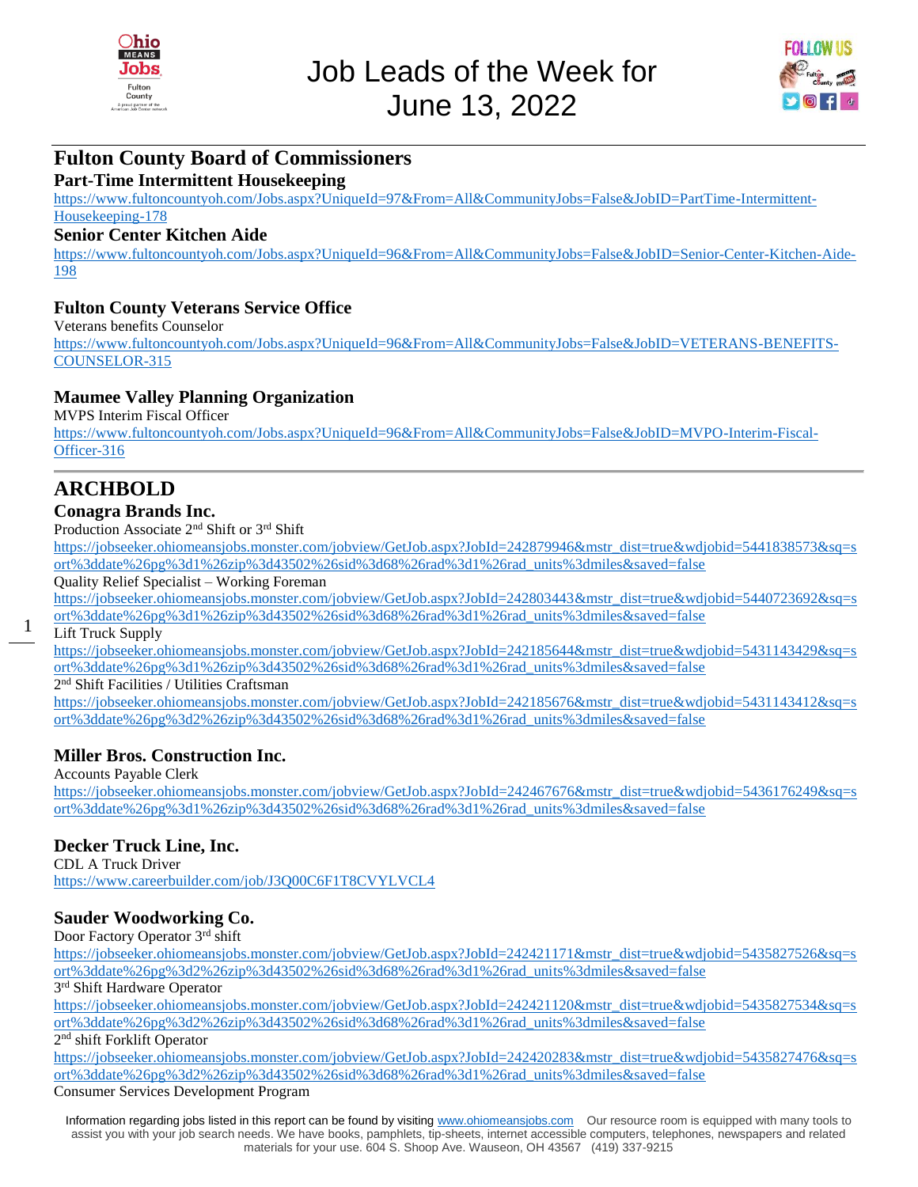# Job Leads of the Week for June 13, 2022

## Fulton County Board of Commissioners

### Part-Time Intermittent Housekeeping

https://www.fultoncountyoh.com/Jobs.aspx?UniqueId=97&From=All&CommunityJobs=False&JobID=PartTime-Intermittent-Housekeeping-178

### Senior Center Kitchen Aide

https://www.fultoncountyoh.com/Jobs.aspx?UniqueId=96&From=All&CommunityJobs=False&JobID=Senior-Center-Kitchen-Aide-198

### Fulton County Veterans Service Office

Veterans benefits Counselor
https://www.fultoncountyoh.com/Jobs.aspx?UniqueId=96&From=All&CommunityJobs=False&JobID=VETERANS-BENEFITS-COUNSELOR-315

### Maumee Valley Planning Organization

MVPS Interim Fiscal Officer
https://www.fultoncountyoh.com/Jobs.aspx?UniqueId=96&From=All&CommunityJobs=False&JobID=MVPO-Interim-Fiscal-Officer-316

---

## ARCHBOLD

### Conagra Brands Inc.

Production Associate 2nd Shift or 3rd Shift
https://jobseeker.ohiomeansjobs.monster.com/jobview/GetJob.aspx?JobId=242879946&mstr_dist=true&wdjobid=5441838573&sq=sort%3ddate%26pg%3d1%26zip%3d43502%26sid%3d68%26rad%3d1%26rad_units%3dmiles&saved=false

Quality Relief Specialist – Working Foreman
https://jobseeker.ohiomeansjobs.monster.com/jobview/GetJob.aspx?JobId=242803443&mstr_dist=true&wdjobid=5440723692&sq=sort%3ddate%26pg%3d1%26zip%3d43502%26sid%3d68%26rad%3d1%26rad_units%3dmiles&saved=false

Lift Truck Supply
https://jobseeker.ohiomeansjobs.monster.com/jobview/GetJob.aspx?JobId=242185644&mstr_dist=true&wdjobid=5431143429&sq=sort%3ddate%26pg%3d1%26zip%3d43502%26sid%3d68%26rad%3d1%26rad_units%3dmiles&saved=false

2nd Shift Facilities / Utilities Craftsman
https://jobseeker.ohiomeansjobs.monster.com/jobview/GetJob.aspx?JobId=242185676&mstr_dist=true&wdjobid=5431143412&sq=sort%3ddate%26pg%3d2%26zip%3d43502%26sid%3d68%26rad%3d1%26rad_units%3dmiles&saved=false

### Miller Bros. Construction Inc.

Accounts Payable Clerk
https://jobseeker.ohiomeansjobs.monster.com/jobview/GetJob.aspx?JobId=242467676&mstr_dist=true&wdjobid=5436176249&sq=sort%3ddate%26pg%3d1%26zip%3d43502%26sid%3d68%26rad%3d1%26rad_units%3dmiles&saved=false

### Decker Truck Line, Inc.

CDL A Truck Driver
https://www.careerbuilder.com/job/J3Q00C6F1T8CVYLVCL4

### Sauder Woodworking Co.

Door Factory Operator 3rd shift
https://jobseeker.ohiomeansjobs.monster.com/jobview/GetJob.aspx?JobId=242421171&mstr_dist=true&wdjobid=5435827526&sq=sort%3ddate%26pg%3d2%26zip%3d43502%26sid%3d68%26rad%3d1%26rad_units%3dmiles&saved=false

3rd Shift Hardware Operator
https://jobseeker.ohiomeansjobs.monster.com/jobview/GetJob.aspx?JobId=242421120&mstr_dist=true&wdjobid=5435827534&sq=sort%3ddate%26pg%3d2%26zip%3d43502%26sid%3d68%26rad%3d1%26rad_units%3dmiles&saved=false

2nd shift Forklift Operator
https://jobseeker.ohiomeansjobs.monster.com/jobview/GetJob.aspx?JobId=242420283&mstr_dist=true&wdjobid=5435827476&sq=sort%3ddate%26pg%3d2%26zip%3d43502%26sid%3d68%26rad%3d1%26rad_units%3dmiles&saved=false

Consumer Services Development Program

Information regarding jobs listed in this report can be found by visiting www.ohiomeansjobs.com Our resource room is equipped with many tools to assist you with your job search needs. We have books, pamphlets, tip-sheets, internet accessible computers, telephones, newspapers and related materials for your use. 604 S. Shoop Ave. Wauseon, OH 43567 (419) 337-9215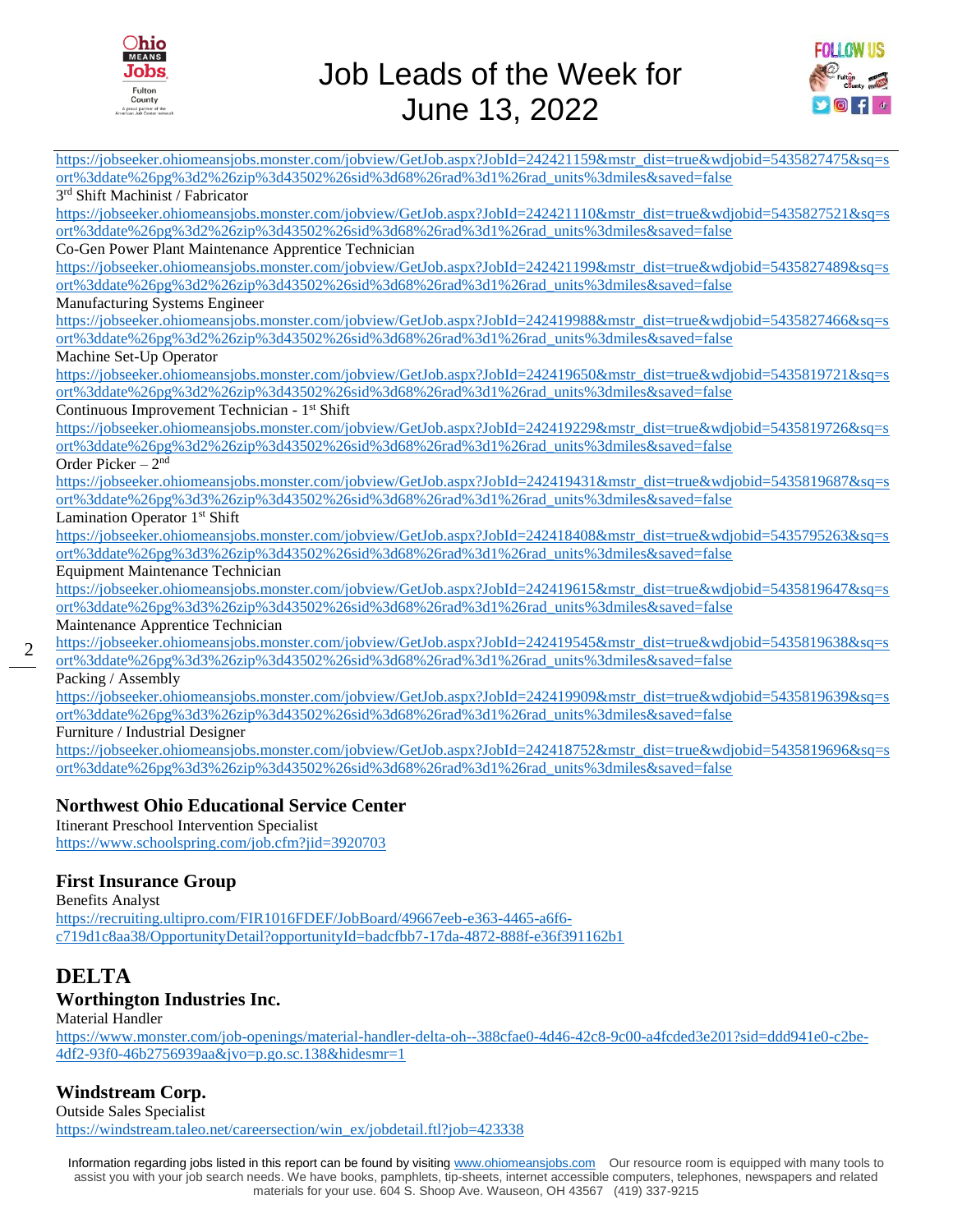https://jobseeker.ohiomeansjobs.monster.com/jobview/GetJob.aspx?JobId=242421159&mstr_dist=true&wdjobid=5435827475&sq=sort%3ddate%26pg%3d2%26zip%3d43502%26sid%3d68%26rad%3d1%26rad_units%3dmiles&saved=false

3rd Shift Machinist / Fabricator
https://jobseeker.ohiomeansjobs.monster.com/jobview/GetJob.aspx?JobId=242421110&mstr_dist=true&wdjobid=5435827521&sq=sort%3ddate%26pg%3d2%26zip%3d43502%26sid%3d68%26rad%3d1%26rad_units%3dmiles&saved=false

Co-Gen Power Plant Maintenance Apprentice Technician
https://jobseeker.ohiomeansjobs.monster.com/jobview/GetJob.aspx?JobId=242421199&mstr_dist=true&wdjobid=5435827489&sq=sort%3ddate%26pg%3d2%26zip%3d43502%26sid%3d68%26rad%3d1%26rad_units%3dmiles&saved=false

Manufacturing Systems Engineer
https://jobseeker.ohiomeansjobs.monster.com/jobview/GetJob.aspx?JobId=242419988&mstr_dist=true&wdjobid=5435827466&sq=sort%3ddate%26pg%3d2%26zip%3d43502%26sid%3d68%26rad%3d1%26rad_units%3dmiles&saved=false

Machine Set-Up Operator
https://jobseeker.ohiomeansjobs.monster.com/jobview/GetJob.aspx?JobId=242419650&mstr_dist=true&wdjobid=5435819721&sq=sort%3ddate%26pg%3d2%26zip%3d43502%26sid%3d68%26rad%3d1%26rad_units%3dmiles&saved=false

Continuous Improvement Technician - 1st Shift
https://jobseeker.ohiomeansjobs.monster.com/jobview/GetJob.aspx?JobId=242419229&mstr_dist=true&wdjobid=5435819726&sq=sort%3ddate%26pg%3d2%26zip%3d43502%26sid%3d68%26rad%3d1%26rad_units%3dmiles&saved=false

Order Picker – 2nd
https://jobseeker.ohiomeansjobs.monster.com/jobview/GetJob.aspx?JobId=242419431&mstr_dist=true&wdjobid=5435819687&sq=sort%3ddate%26pg%3d3%26zip%3d43502%26sid%3d68%26rad%3d1%26rad_units%3dmiles&saved=false

Lamination Operator 1st Shift
https://jobseeker.ohiomeansjobs.monster.com/jobview/GetJob.aspx?JobId=242418408&mstr_dist=true&wdjobid=5435795263&sq=sort%3ddate%26pg%3d3%26zip%3d43502%26sid%3d68%26rad%3d1%26rad_units%3dmiles&saved=false

Equipment Maintenance Technician
https://jobseeker.ohiomeansjobs.monster.com/jobview/GetJob.aspx?JobId=242419615&mstr_dist=true&wdjobid=5435819647&sq=sort%3ddate%26pg%3d3%26zip%3d43502%26sid%3d68%26rad%3d1%26rad_units%3dmiles&saved=false

Maintenance Apprentice Technician
https://jobseeker.ohiomeansjobs.monster.com/jobview/GetJob.aspx?JobId=242419545&mstr_dist=true&wdjobid=5435819638&sq=sort%3ddate%26pg%3d3%26zip%3d43502%26sid%3d68%26rad%3d1%26rad_units%3dmiles&saved=false

Packing / Assembly
https://jobseeker.ohiomeansjobs.monster.com/jobview/GetJob.aspx?JobId=242419909&mstr_dist=true&wdjobid=5435819639&sq=sort%3ddate%26pg%3d3%26zip%3d43502%26sid%3d68%26rad%3d1%26rad_units%3dmiles&saved=false

Furniture / Industrial Designer
https://jobseeker.ohiomeansjobs.monster.com/jobview/GetJob.aspx?JobId=242418752&mstr_dist=true&wdjobid=5435819696&sq=sort%3ddate%26pg%3d3%26zip%3d43502%26sid%3d68%26rad%3d1%26rad_units%3dmiles&saved=false

### Northwest Ohio Educational Service Center

Itinerant Preschool Intervention Specialist
https://www.schoolspring.com/job.cfm?jid=3920703

### First Insurance Group

Benefits Analyst
https://recruiting.ultipro.com/FIR1016FDEF/JobBoard/49667eeb-e363-4465-a6f6-c719d1c8aa38/OpportunityDetail?opportunityId=badcfbb7-17da-4872-888f-e36f391162b1

## DELTA

### Worthington Industries Inc.

Material Handler
https://www.monster.com/job-openings/material-handler-delta-oh--388cfae0-4d46-42c8-9c00-a4fcded3e201?sid=ddd941e0-c2be-4df2-93f0-46b2756939aa&jvo=p.go.sc.138&hidesmr=1

### Windstream Corp.

Outside Sales Specialist
https://windstream.taleo.net/careersection/win_ex/jobdetail.ftl?job=423338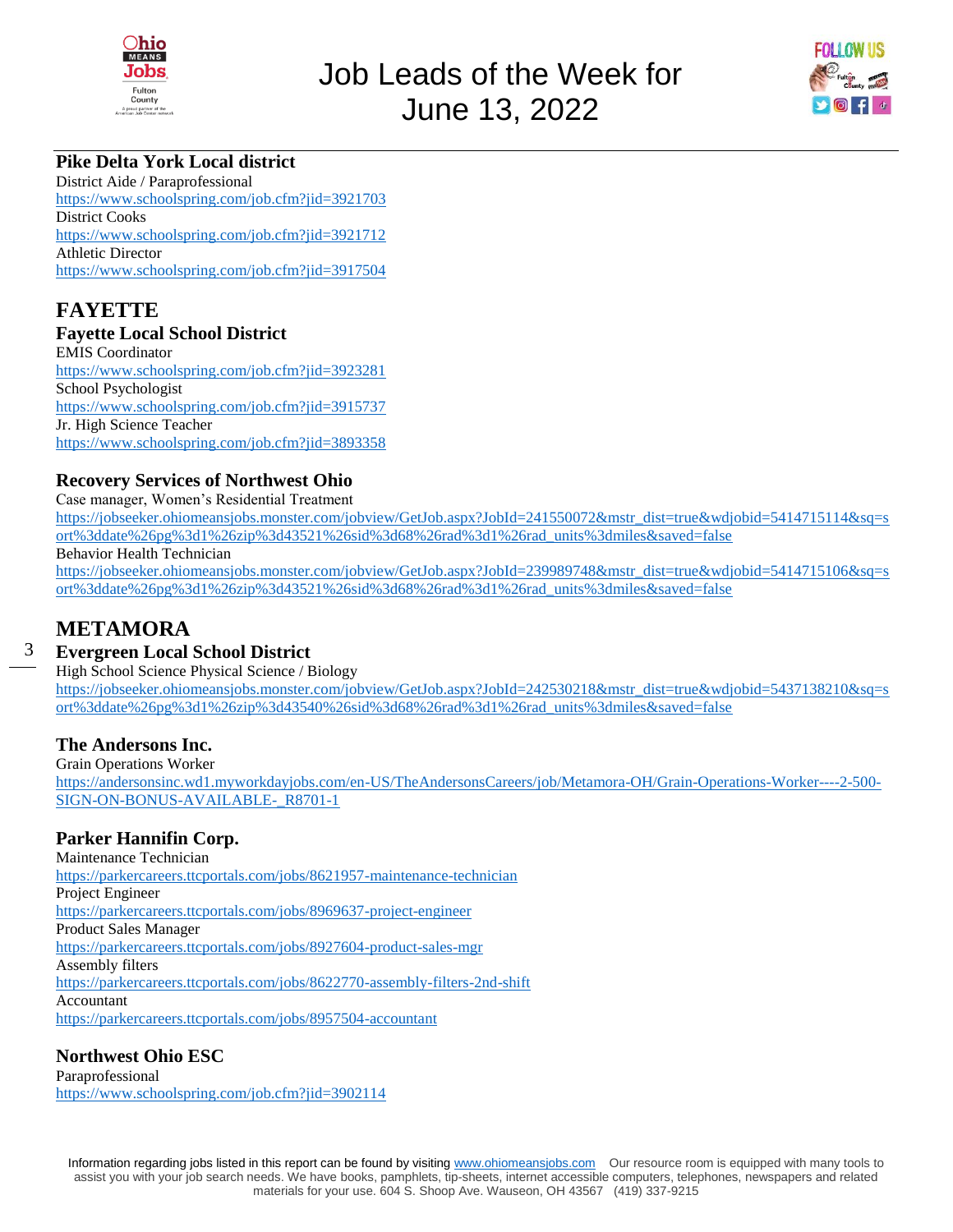### Pike Delta York Local district

District Aide / Paraprofessional
https://www.schoolspring.com/job.cfm?jid=3921703
District Cooks
https://www.schoolspring.com/job.cfm?jid=3921712
Athletic Director
https://www.schoolspring.com/job.cfm?jid=3917504

## FAYETTE

### Fayette Local School District

EMIS Coordinator
https://www.schoolspring.com/job.cfm?jid=3923281
School Psychologist
https://www.schoolspring.com/job.cfm?jid=3915737
Jr. High Science Teacher
https://www.schoolspring.com/job.cfm?jid=3893358

### Recovery Services of Northwest Ohio

Case manager, Women's Residential Treatment
https://jobseeker.ohiomeansjobs.monster.com/jobview/GetJob.aspx?JobId=241550072&mstr_dist=true&wdjobid=5414715114&sq=sort%3ddate%26pg%3d1%26zip%3d43521%26sid%3d68%26rad%3d1%26rad_units%3dmiles&saved=false
Behavior Health Technician
https://jobseeker.ohiomeansjobs.monster.com/jobview/GetJob.aspx?JobId=239989748&mstr_dist=true&wdjobid=5414715106&sq=sort%3ddate%26pg%3d1%26zip%3d43521%26sid%3d68%26rad%3d1%26rad_units%3dmiles&saved=false

## METAMORA

### Evergreen Local School District

High School Science Physical Science / Biology
https://jobseeker.ohiomeansjobs.monster.com/jobview/GetJob.aspx?JobId=242530218&mstr_dist=true&wdjobid=5437138210&sq=sort%3ddate%26pg%3d1%26zip%3d43540%26sid%3d68%26rad%3d1%26rad_units%3dmiles&saved=false

### The Andersons Inc.

Grain Operations Worker
https://andersonsinc.wd1.myworkdayjobs.com/en-US/TheAndersonsCareers/job/Metamora-OH/Grain-Operations-Worker----2-500-SIGN-ON-BONUS-AVAILABLE-_R8701-1

### Parker Hannifin Corp.

Maintenance Technician
https://parkercareers.ttcportals.com/jobs/8621957-maintenance-technician
Project Engineer
https://parkercareers.ttcportals.com/jobs/8969637-project-engineer
Product Sales Manager
https://parkercareers.ttcportals.com/jobs/8927604-product-sales-mgr
Assembly filters
https://parkercareers.ttcportals.com/jobs/8622770-assembly-filters-2nd-shift
Accountant
https://parkercareers.ttcportals.com/jobs/8957504-accountant

### Northwest Ohio ESC

Paraprofessional
https://www.schoolspring.com/job.cfm?jid=3902114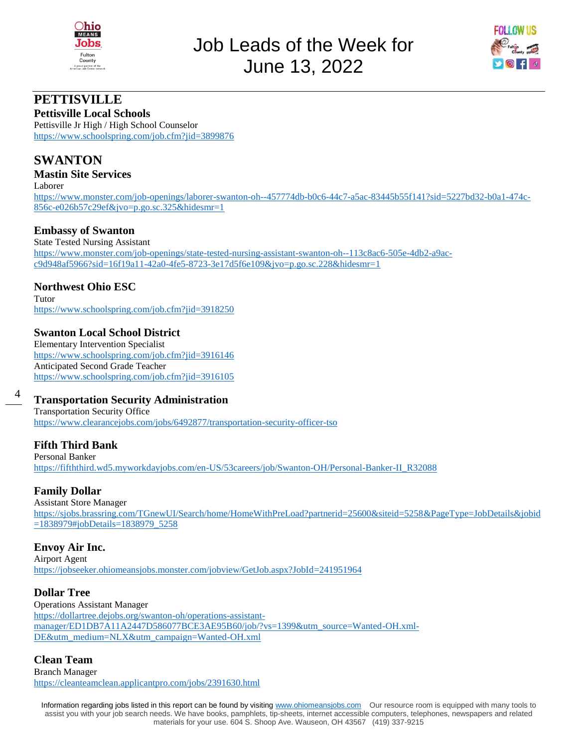# Job Leads of the Week for June 13, 2022

## PETTISVILLE

### Pettisville Local Schools

Pettisville Jr High / High School Counselor
https://www.schoolspring.com/job.cfm?jid=3899876

## SWANTON

### Mastin Site Services

Laborer
https://www.monster.com/job-openings/laborer-swanton-oh--457774db-b0c6-44c7-a5ac-83445b55f141?sid=5227bd32-b0a1-474c-856c-e026b57c29ef&jvo=p.go.sc.325&hidesmr=1

### Embassy of Swanton

State Tested Nursing Assistant
https://www.monster.com/job-openings/state-tested-nursing-assistant-swanton-oh--113c8ac6-505e-4db2-a9ac-c9d948af5966?sid=16f19a11-42a0-4fe5-8723-3e17d5f6e109&jvo=p.go.sc.228&hidesmr=1

### Northwest Ohio ESC

Tutor
https://www.schoolspring.com/job.cfm?jid=3918250

### Swanton Local School District

Elementary Intervention Specialist
https://www.schoolspring.com/job.cfm?jid=3916146
Anticipated Second Grade Teacher
https://www.schoolspring.com/job.cfm?jid=3916105

### Transportation Security Administration

Transportation Security Office
https://www.clearancejobs.com/jobs/6492877/transportation-security-officer-tso

### Fifth Third Bank

Personal Banker
https://fifththird.wd5.myworkdayjobs.com/en-US/53careers/job/Swanton-OH/Personal-Banker-II_R32088

### Family Dollar

Assistant Store Manager
https://sjobs.brassring.com/TGnewUI/Search/home/HomeWithPreLoad?partnerid=25600&siteid=5258&PageType=JobDetails&jobid=1838979#jobDetails=1838979_5258

### Envoy Air Inc.

Airport Agent
https://jobseeker.ohiomeansjobs.monster.com/jobview/GetJob.aspx?JobId=241951964

### Dollar Tree

Operations Assistant Manager
https://dollartree.dejobs.org/swanton-oh/operations-assistant-manager/ED1DB7A11A2447D586077BCE3AE95B60/job/?vs=1399&utm_source=Wanted-OH.xml-DE&utm_medium=NLX&utm_campaign=Wanted-OH.xml

### Clean Team

Branch Manager
https://cleanteamclean.applicantpro.com/jobs/2391630.html

Information regarding jobs listed in this report can be found by visiting www.ohiomeansjobs.com Our resource room is equipped with many tools to assist you with your job search needs. We have books, pamphlets, tip-sheets, internet accessible computers, telephones, newspapers and related materials for your use. 604 S. Shoop Ave. Wauseon, OH 43567 (419) 337-9215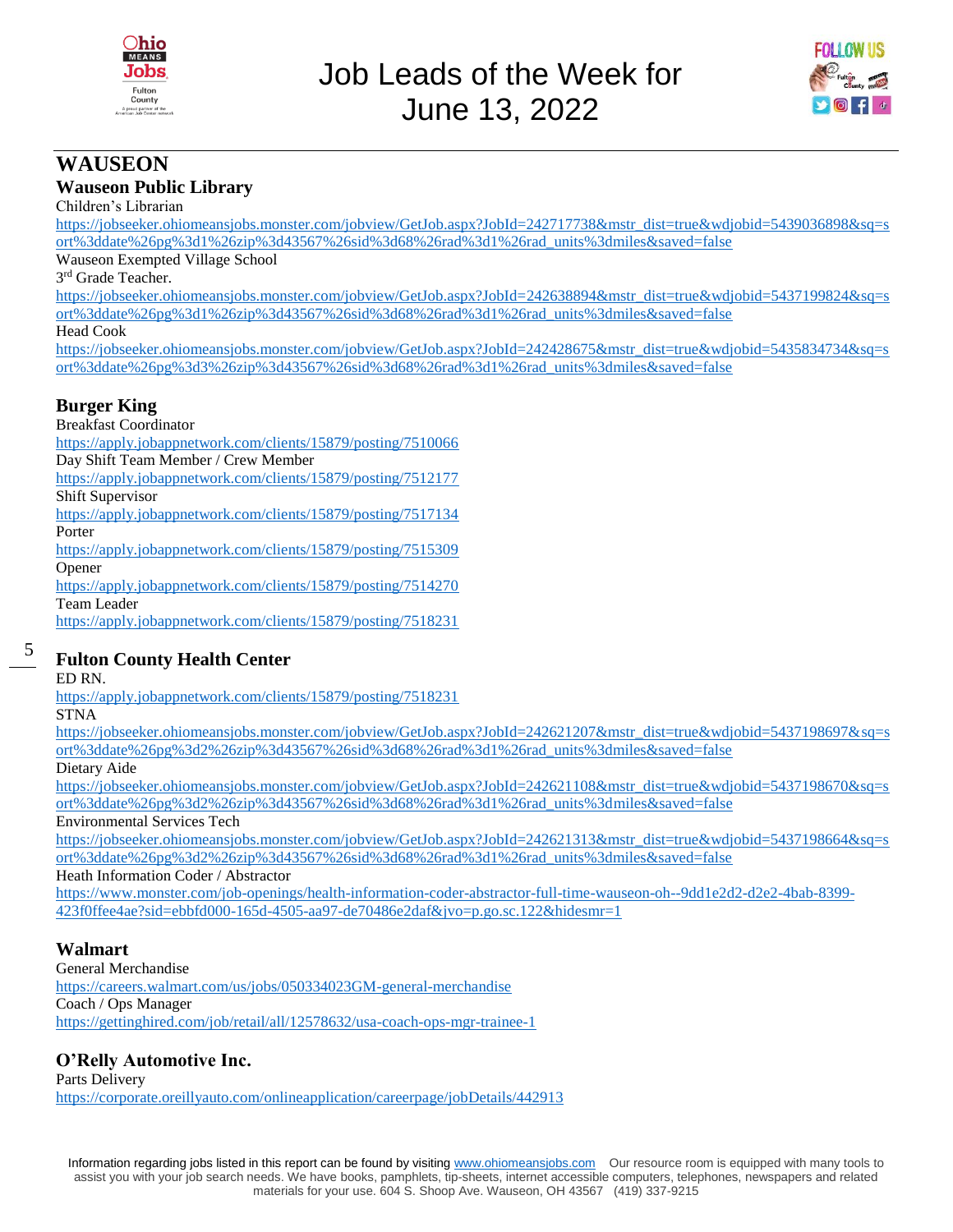# Job Leads of the Week for June 13, 2022

## WAUSEON

### Wauseon Public Library

Children's Librarian
https://jobseeker.ohiomeansjobs.monster.com/jobview/GetJob.aspx?JobId=242717738&mstr_dist=true&wdjobid=5439036898&sq=sort%3ddate%26pg%3d1%26zip%3d43567%26sid%3d68%26rad%3d1%26rad_units%3dmiles&saved=false

Wauseon Exempted Village School

3rd Grade Teacher.
https://jobseeker.ohiomeansjobs.monster.com/jobview/GetJob.aspx?JobId=242638894&mstr_dist=true&wdjobid=5437199824&sq=sort%3ddate%26pg%3d1%26zip%3d43567%26sid%3d68%26rad%3d1%26rad_units%3dmiles&saved=false

Head Cook
https://jobseeker.ohiomeansjobs.monster.com/jobview/GetJob.aspx?JobId=242428675&mstr_dist=true&wdjobid=5435834734&sq=sort%3ddate%26pg%3d3%26zip%3d43567%26sid%3d68%26rad%3d1%26rad_units%3dmiles&saved=false

### Burger King

Breakfast Coordinator
https://apply.jobappnetwork.com/clients/15879/posting/7510066

Day Shift Team Member / Crew Member
https://apply.jobappnetwork.com/clients/15879/posting/7512177

Shift Supervisor
https://apply.jobappnetwork.com/clients/15879/posting/7517134

Porter
https://apply.jobappnetwork.com/clients/15879/posting/7515309

Opener
https://apply.jobappnetwork.com/clients/15879/posting/7514270

Team Leader
https://apply.jobappnetwork.com/clients/15879/posting/7518231

### Fulton County Health Center

ED RN.
https://apply.jobappnetwork.com/clients/15879/posting/7518231

STNA
https://jobseeker.ohiomeansjobs.monster.com/jobview/GetJob.aspx?JobId=242621207&mstr_dist=true&wdjobid=5437198697&sq=sort%3ddate%26pg%3d2%26zip%3d43567%26sid%3d68%26rad%3d1%26rad_units%3dmiles&saved=false

Dietary Aide
https://jobseeker.ohiomeansjobs.monster.com/jobview/GetJob.aspx?JobId=242621108&mstr_dist=true&wdjobid=5437198670&sq=sort%3ddate%26pg%3d2%26zip%3d43567%26sid%3d68%26rad%3d1%26rad_units%3dmiles&saved=false

Environmental Services Tech
https://jobseeker.ohiomeansjobs.monster.com/jobview/GetJob.aspx?JobId=242621313&mstr_dist=true&wdjobid=5437198664&sq=sort%3ddate%26pg%3d2%26zip%3d43567%26sid%3d68%26rad%3d1%26rad_units%3dmiles&saved=false

Heath Information Coder / Abstractor
https://www.monster.com/job-openings/health-information-coder-abstractor-full-time-wauseon-oh--9dd1e2d2-d2e2-4bab-8399-423f0ffee4ae?sid=ebbfd000-165d-4505-aa97-de70486e2daf&jvo=p.go.sc.122&hidesmr=1

### Walmart

General Merchandise
https://careers.walmart.com/us/jobs/050334023GM-general-merchandise

Coach / Ops Manager
https://gettinghired.com/job/retail/all/12578632/usa-coach-ops-mgr-trainee-1

### O'Relly Automotive Inc.

Parts Delivery
https://corporate.oreillyauto.com/onlineapplication/careerpage/jobDetails/442913

Information regarding jobs listed in this report can be found by visiting www.ohiomeansjobs.com Our resource room is equipped with many tools to assist you with your job search needs. We have books, pamphlets, tip-sheets, internet accessible computers, telephones, newspapers and related materials for your use. 604 S. Shoop Ave. Wauseon, OH 43567 (419) 337-9215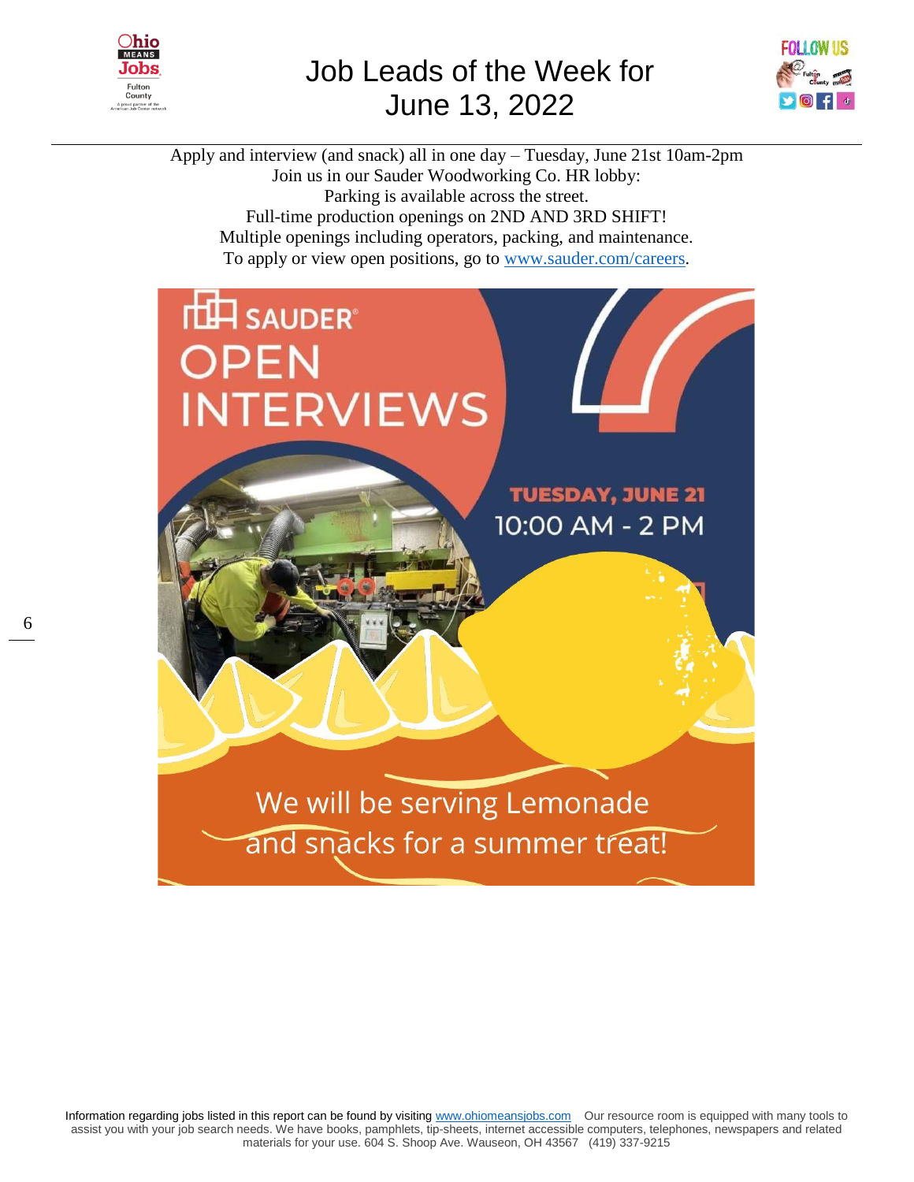Apply and interview (and snack) all in one day – Tuesday, June 21st 10am-2pm
Join us in our Sauder Woodworking Co. HR lobby:
Parking is available across the street.
Full-time production openings on 2ND AND 3RD SHIFT!
Multiple openings including operators, packing, and maintenance.
To apply or view open positions, go to www.sauder.com/careers.

SAUDER
OPEN
INTERVIEWS

TUESDAY, JUNE 21
10:00 AM - 2 PM

We will be serving Lemonade
and snacks for a summer treat!